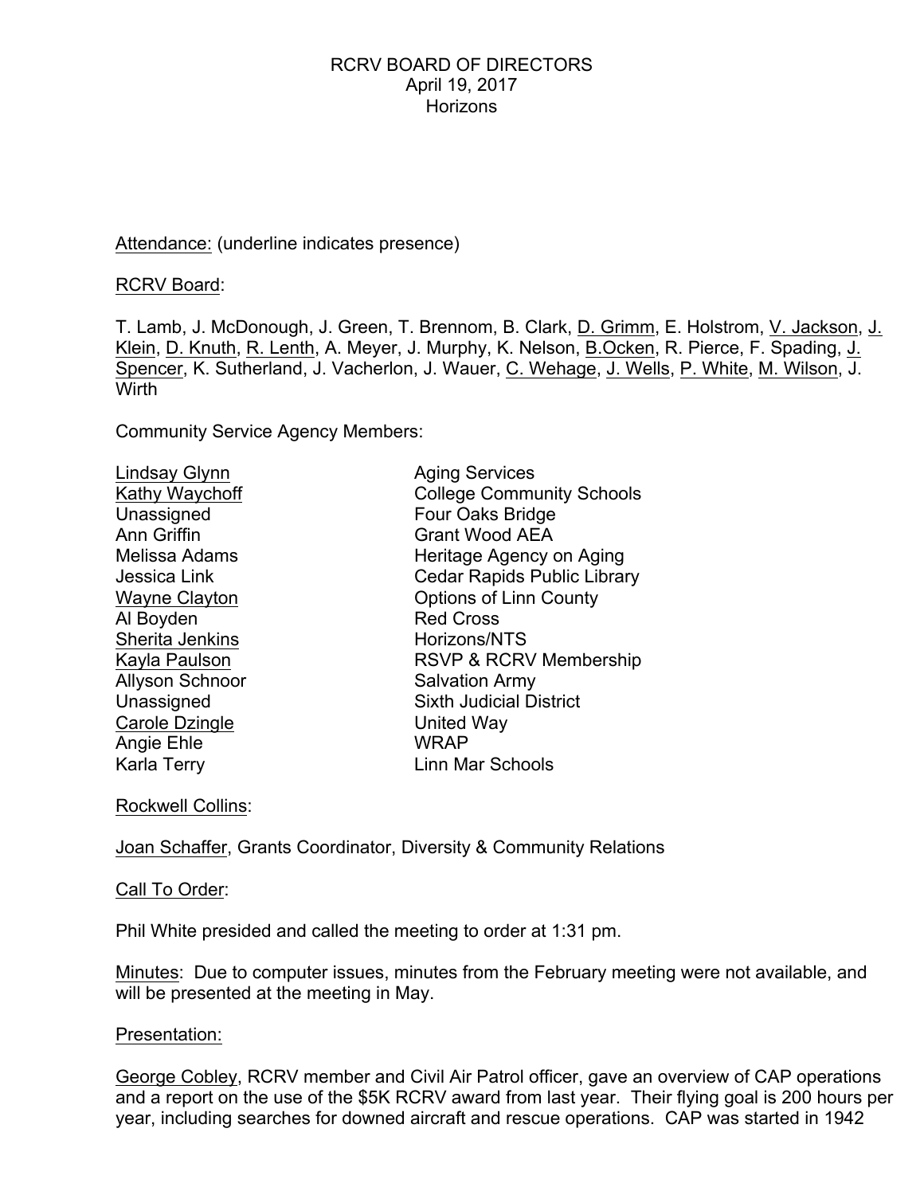RCRV BOARD OF DIRECTORS
April 19, 2017
Horizons

<u>Attendance:</u> (underline indicates presence)

<u>RCRV Board</u>:

T. Lamb, J. McDonough, J. Green, T. Brennom, B. Clark, <u>D. Grimm</u>, E. Holstrom, <u>V. Jackson</u>, <u>J. Klein</u>, <u>D. Knuth</u>, <u>R. Lenth</u>, A. Meyer, J. Murphy, K. Nelson, <u>B.Ocken</u>, R. Pierce, F. Spading, <u>J. Spencer</u>, K. Sutherland, J. Vacherlon, J. Wauer, <u>C. Wehage</u>, <u>J. Wells</u>, <u>P. White</u>, <u>M. Wilson</u>, J. Wirth

Community Service Agency Members:

| | |
|---|---|
| <u>Lindsay Glynn</u> | Aging Services |
| <u>Kathy Waychoff</u> | College Community Schools |
| Unassigned | Four Oaks Bridge |
| Ann Griffin | Grant Wood AEA |
| Melissa Adams | Heritage Agency on Aging |
| Jessica Link | Cedar Rapids Public Library |
| <u>Wayne Clayton</u> | Options of Linn County |
| Al Boyden | Red Cross |
| <u>Sherita Jenkins</u> | Horizons/NTS |
| <u>Kayla Paulson</u> | RSVP & RCRV Membership |
| Allyson Schnoor | Salvation Army |
| Unassigned | Sixth Judicial District |
| <u>Carole Dzingle</u> | United Way |
| Angie Ehle | WRAP |
| Karla Terry | Linn Mar Schools |

<u>Rockwell Collins</u>:

<u>Joan Schaffer</u>, Grants Coordinator, Diversity & Community Relations

<u>Call To Order</u>:

Phil White presided and called the meeting to order at 1:31 pm.

<u>Minutes</u>: Due to computer issues, minutes from the February meeting were not available, and will be presented at the meeting in May.

<u>Presentation:</u>

<u>George Cobley</u>, RCRV member and Civil Air Patrol officer, gave an overview of CAP operations and a report on the use of the $5K RCRV award from last year. Their flying goal is 200 hours per year, including searches for downed aircraft and rescue operations. CAP was started in 1942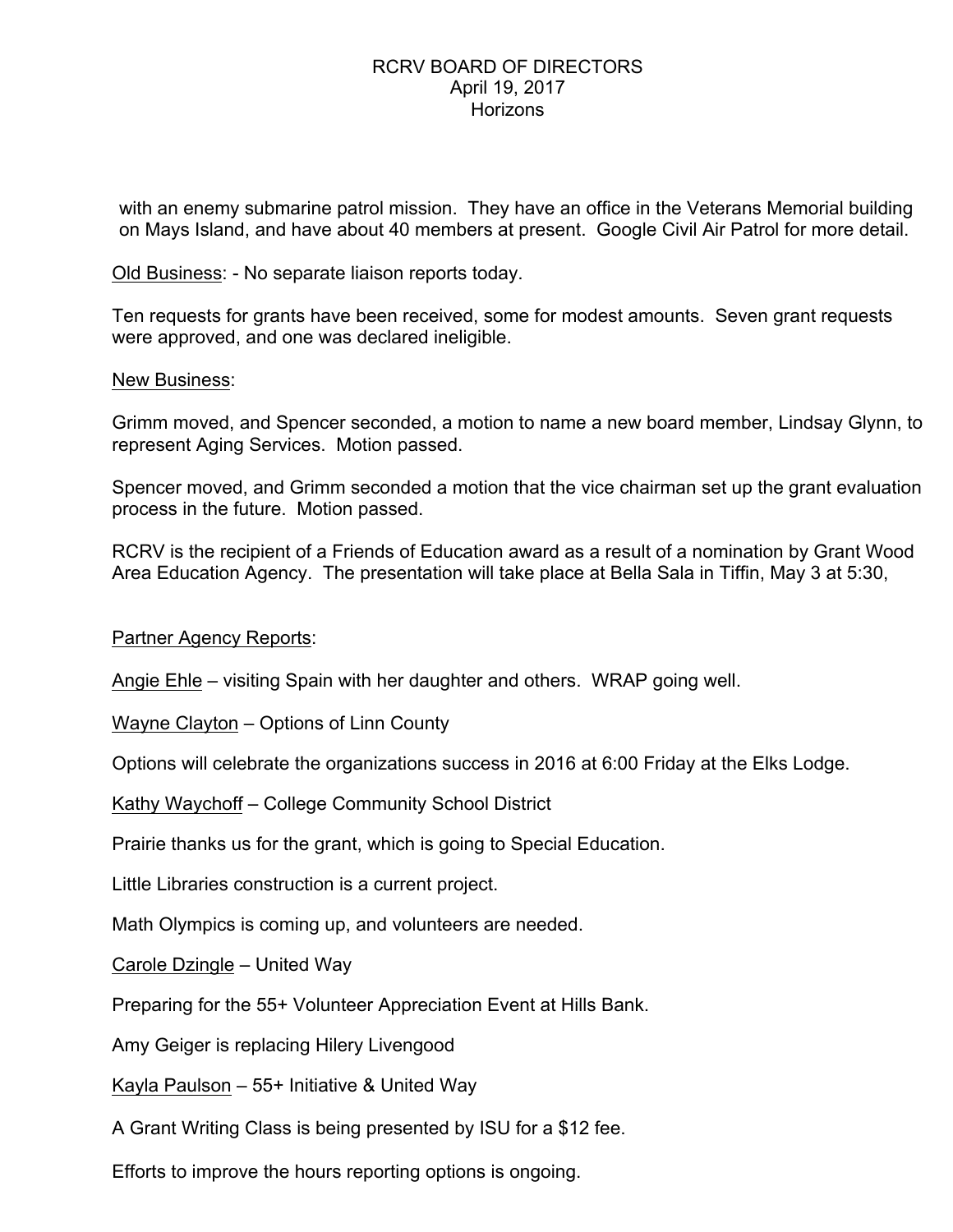with an enemy submarine patrol mission. They have an office in the Veterans Memorial building on Mays Island, and have about 40 members at present. Google Civil Air Patrol for more detail.

<u>Old Business</u>: - No separate liaison reports today.

Ten requests for grants have been received, some for modest amounts. Seven grant requests were approved, and one was declared ineligible.

<u>New Business</u>:

Grimm moved, and Spencer seconded, a motion to name a new board member, Lindsay Glynn, to represent Aging Services. Motion passed.

Spencer moved, and Grimm seconded a motion that the vice chairman set up the grant evaluation process in the future. Motion passed.

RCRV is the recipient of a Friends of Education award as a result of a nomination by Grant Wood Area Education Agency. The presentation will take place at Bella Sala in Tiffin, May 3 at 5:30,

<u>Partner Agency Reports</u>:

<u>Angie Ehle</u> – visiting Spain with her daughter and others. WRAP going well.

<u>Wayne Clayton</u> – Options of Linn County

Options will celebrate the organizations success in 2016 at 6:00 Friday at the Elks Lodge.

<u>Kathy Waychoff</u> – College Community School District

Prairie thanks us for the grant, which is going to Special Education.

Little Libraries construction is a current project.

Math Olympics is coming up, and volunteers are needed.

<u>Carole Dzingle</u> – United Way

Preparing for the 55+ Volunteer Appreciation Event at Hills Bank.

Amy Geiger is replacing Hilery Livengood

<u>Kayla Paulson</u> – 55+ Initiative & United Way

A Grant Writing Class is being presented by ISU for a $12 fee.

Efforts to improve the hours reporting options is ongoing.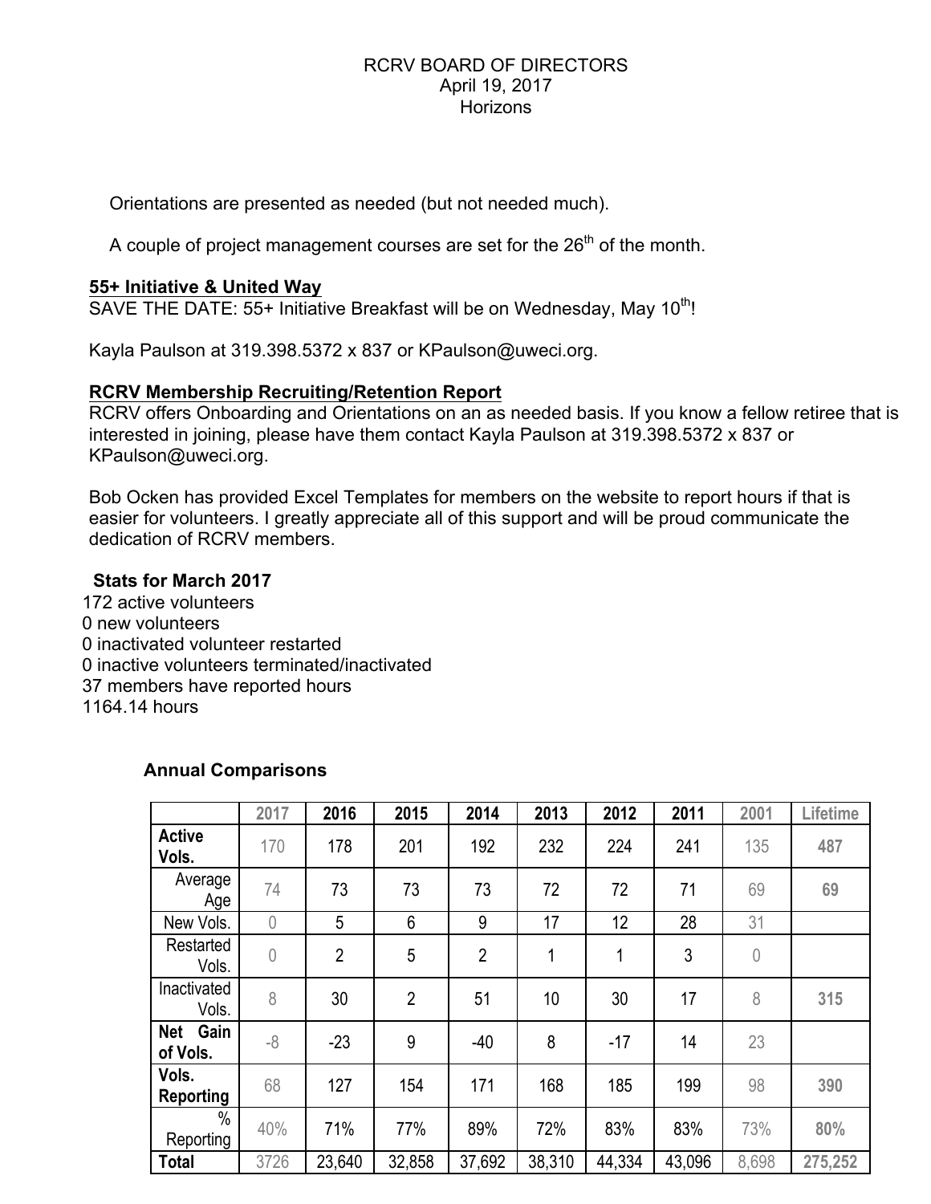RCRV BOARD OF DIRECTORS
April 19, 2017
Horizons

Orientations are presented as needed (but not needed much).

A couple of project management courses are set for the 26th of the month.

**55+ Initiative & United Way**

SAVE THE DATE: 55+ Initiative Breakfast will be on Wednesday, May 10th!

Kayla Paulson at 319.398.5372 x 837 or KPaulson@uweci.org.

**RCRV Membership Recruiting/Retention Report**

RCRV offers Onboarding and Orientations on an as needed basis. If you know a fellow retiree that is interested in joining, please have them contact Kayla Paulson at 319.398.5372 x 837 or KPaulson@uweci.org.

Bob Ocken has provided Excel Templates for members on the website to report hours if that is easier for volunteers. I greatly appreciate all of this support and will be proud communicate the dedication of RCRV members.

**Stats for March 2017**

172 active volunteers
0 new volunteers
0 inactivated volunteer restarted
0 inactive volunteers terminated/inactivated
37 members have reported hours
1164.14 hours

**Annual Comparisons**

| | 2017 | 2016 | 2015 | 2014 | 2013 | 2012 | 2011 | 2001 | Lifetime |
|---|---|---|---|---|---|---|---|---|---|
| **Active Vols.** | 170 | 178 | 201 | 192 | 232 | 224 | 241 | 135 | **487** |
| Average Age | 74 | 73 | 73 | 73 | 72 | 72 | 71 | 69 | **69** |
| New Vols. | 0 | 5 | 6 | 9 | 17 | 12 | 28 | 31 | |
| Restarted Vols. | 0 | 2 | 5 | 2 | 1 | 1 | 3 | 0 | |
| Inactivated Vols. | 8 | 30 | 2 | 51 | 10 | 30 | 17 | 8 | **315** |
| **Net Gain of Vols.** | -8 | -23 | 9 | -40 | 8 | -17 | 14 | 23 | |
| **Vols. Reporting** | 68 | 127 | 154 | 171 | 168 | 185 | 199 | 98 | **390** |
| % Reporting | 40% | 71% | 77% | 89% | 72% | 83% | 83% | 73% | **80%** |
| **Total** | 3726 | 23,640 | 32,858 | 37,692 | 38,310 | 44,334 | 43,096 | 8,698 | **275,252** |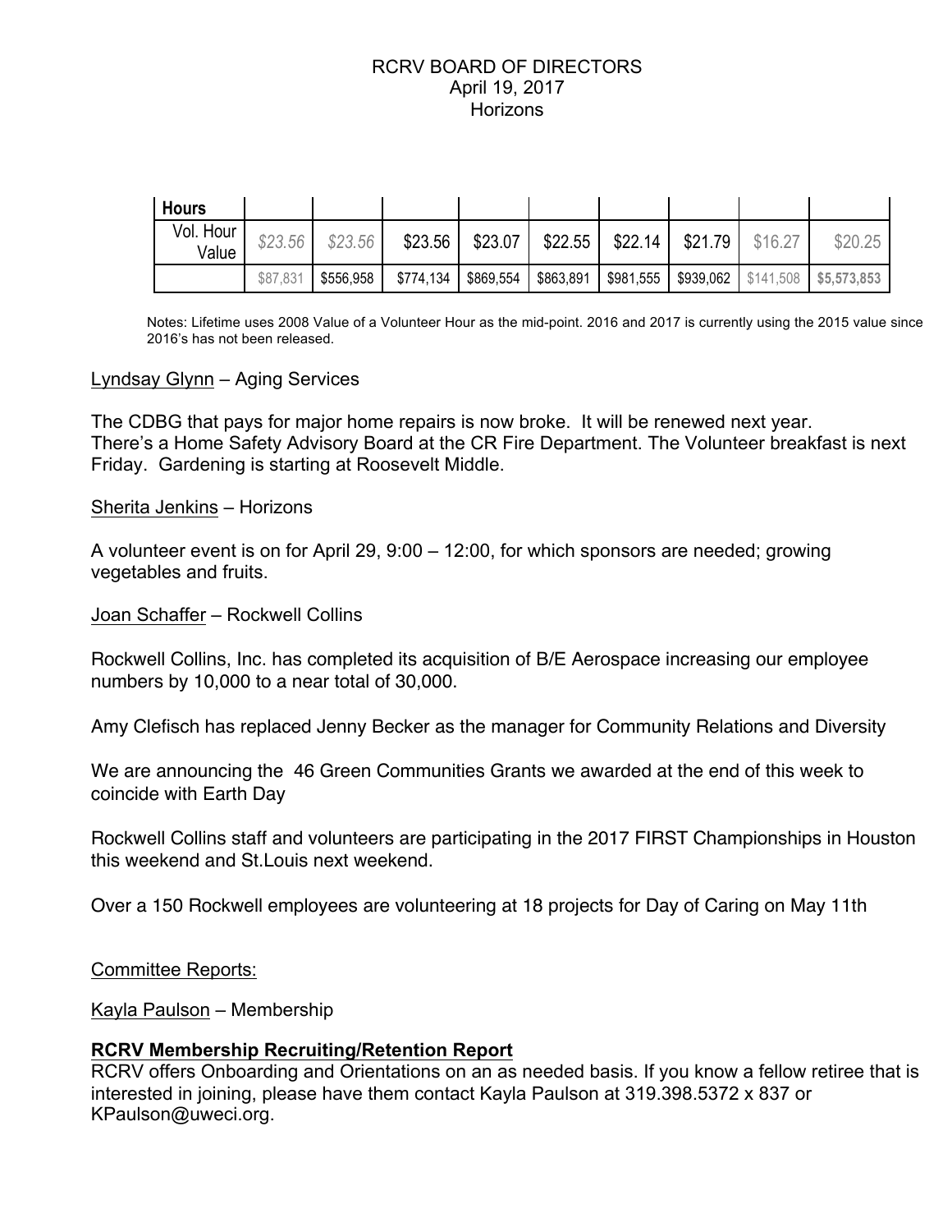# RCRV BOARD OF DIRECTORS
April 19, 2017
Horizons

| Hours | | | | | | | | | |
|---|---|---|---|---|---|---|---|---|---|
| Vol. Hour Value | *$23.56* | *$23.56* | $23.56 | $23.07 | $22.55 | $22.14 | $21.79 | $16.27 | $20.25 |
| | $87,831 | $556,958 | $774,134 | $869,554 | $863,891 | $981,555 | $939,062 | $141,508 | **$5,573,853** |

Notes: Lifetime uses 2008 Value of a Volunteer Hour as the mid-point. 2016 and 2017 is currently using the 2015 value since 2016's has not been released.

Lyndsay Glynn – Aging Services

The CDBG that pays for major home repairs is now broke. It will be renewed next year. There's a Home Safety Advisory Board at the CR Fire Department. The Volunteer breakfast is next Friday. Gardening is starting at Roosevelt Middle.

Sherita Jenkins – Horizons

A volunteer event is on for April 29, 9:00 – 12:00, for which sponsors are needed; growing vegetables and fruits.

Joan Schaffer – Rockwell Collins

Rockwell Collins, Inc. has completed its acquisition of B/E Aerospace increasing our employee numbers by 10,000 to a near total of 30,000.

Amy Clefisch has replaced Jenny Becker as the manager for Community Relations and Diversity

We are announcing the 46 Green Communities Grants we awarded at the end of this week to coincide with Earth Day

Rockwell Collins staff and volunteers are participating in the 2017 FIRST Championships in Houston this weekend and St.Louis next weekend.

Over a 150 Rockwell employees are volunteering at 18 projects for Day of Caring on May 11th

Committee Reports:

Kayla Paulson – Membership

**RCRV Membership Recruiting/Retention Report**

RCRV offers Onboarding and Orientations on an as needed basis. If you know a fellow retiree that is interested in joining, please have them contact Kayla Paulson at 319.398.5372 x 837 or KPaulson@uweci.org.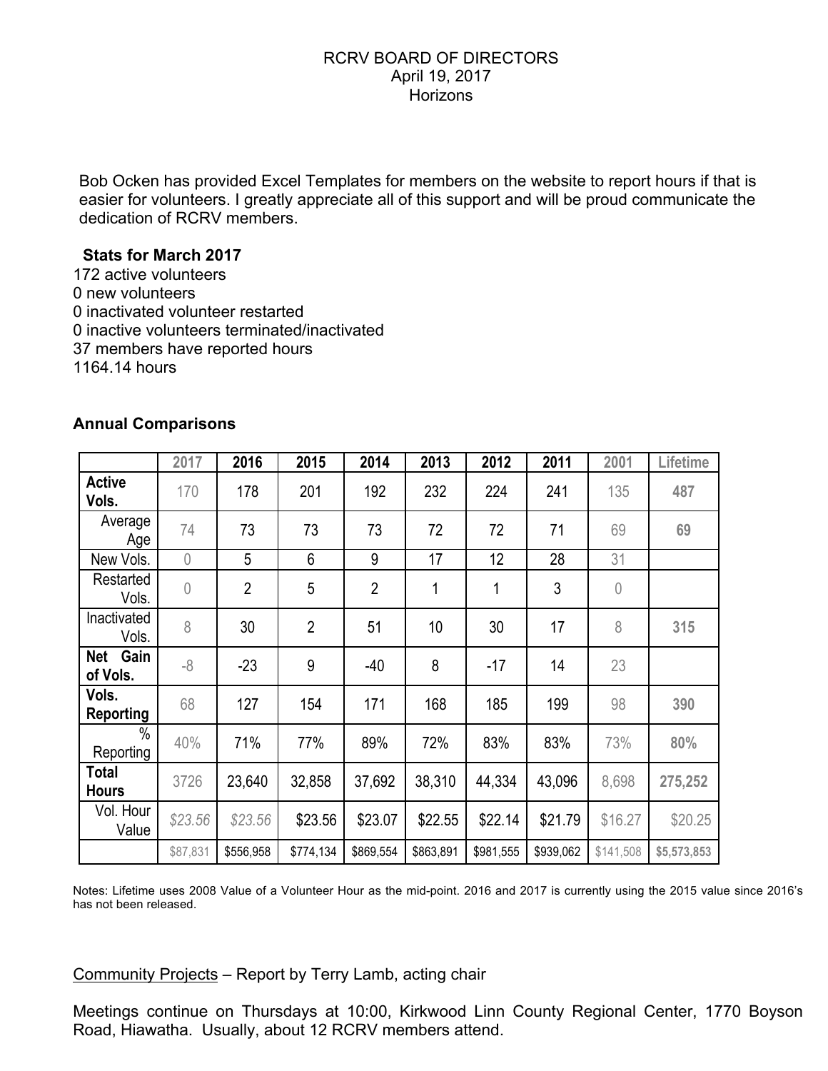RCRV BOARD OF DIRECTORS
April 19, 2017
Horizons

Bob Ocken has provided Excel Templates for members on the website to report hours if that is easier for volunteers. I greatly appreciate all of this support and will be proud communicate the dedication of RCRV members.

**Stats for March 2017**

172 active volunteers
0 new volunteers
0 inactivated volunteer restarted
0 inactive volunteers terminated/inactivated
37 members have reported hours
1164.14 hours

**Annual Comparisons**

| | 2017 | 2016 | 2015 | 2014 | 2013 | 2012 | 2011 | 2001 | Lifetime |
|---|---|---|---|---|---|---|---|---|---|
| **Active Vols.** | 170 | 178 | 201 | 192 | 232 | 224 | 241 | 135 | **487** |
| Average Age | 74 | 73 | 73 | 73 | 72 | 72 | 71 | 69 | **69** |
| New Vols. | 0 | 5 | 6 | 9 | 17 | 12 | 28 | 31 | |
| Restarted Vols. | 0 | 2 | 5 | 2 | 1 | 1 | 3 | 0 | |
| Inactivated Vols. | 8 | 30 | 2 | 51 | 10 | 30 | 17 | 8 | **315** |
| **Net Gain of Vols.** | -8 | -23 | 9 | -40 | 8 | -17 | 14 | 23 | |
| **Vols. Reporting** | 68 | 127 | 154 | 171 | 168 | 185 | 199 | 98 | **390** |
| % Reporting | 40% | 71% | 77% | 89% | 72% | 83% | 83% | 73% | **80%** |
| **Total Hours** | 3726 | 23,640 | 32,858 | 37,692 | 38,310 | 44,334 | 43,096 | 8,698 | **275,252** |
| Vol. Hour Value | *$23.56* | *$23.56* | $23.56 | $23.07 | $22.55 | $22.14 | $21.79 | $16.27 | $20.25 |
| | $87,831 | $556,958 | $774,134 | $869,554 | $863,891 | $981,555 | $939,062 | $141,508 | **$5,573,853** |

Notes: Lifetime uses 2008 Value of a Volunteer Hour as the mid-point. 2016 and 2017 is currently using the 2015 value since 2016's has not been released.

Community Projects – Report by Terry Lamb, acting chair

Meetings continue on Thursdays at 10:00, Kirkwood Linn County Regional Center, 1770 Boyson Road, Hiawatha. Usually, about 12 RCRV members attend.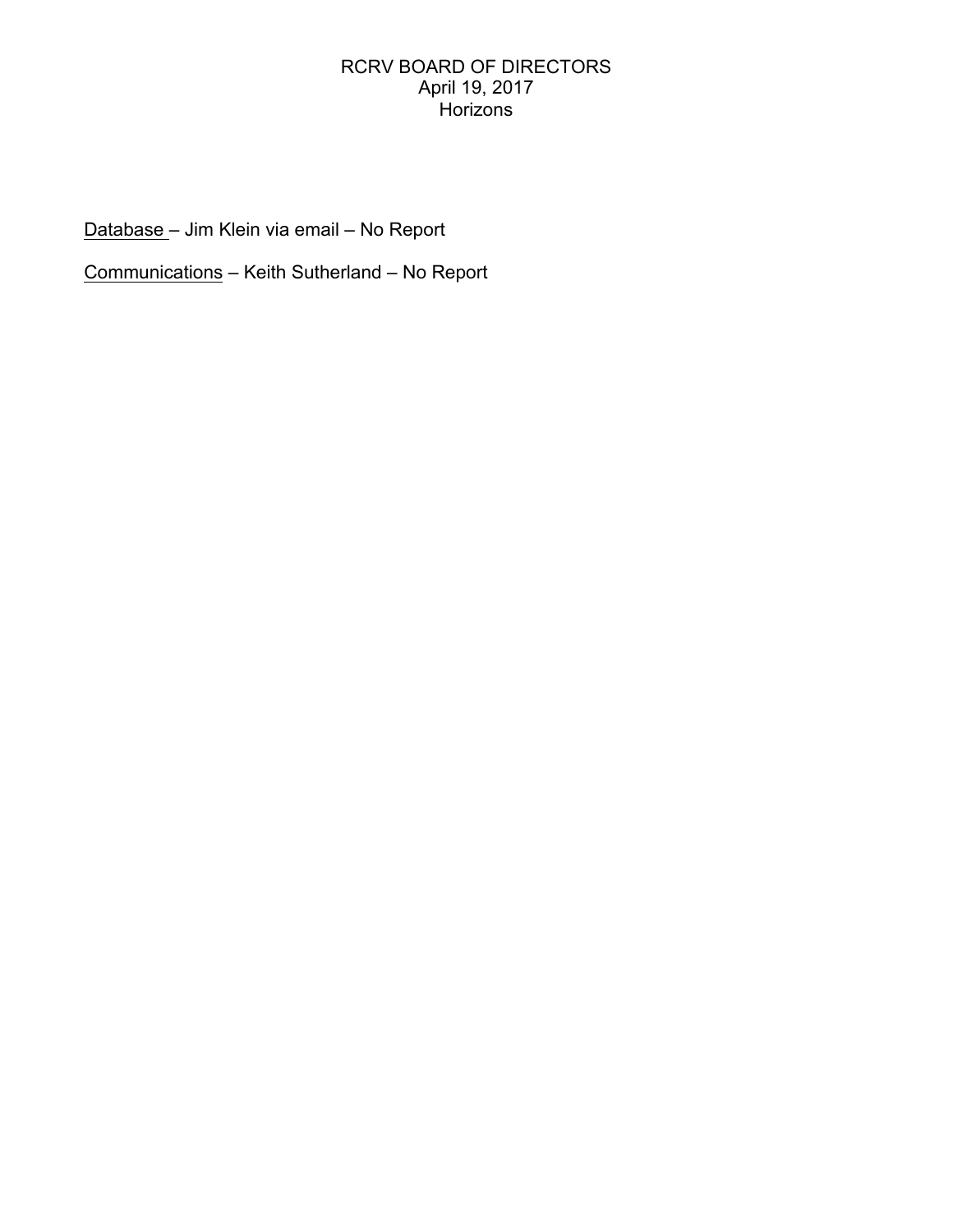Database – Jim Klein via email – No Report

Communications – Keith Sutherland – No Report